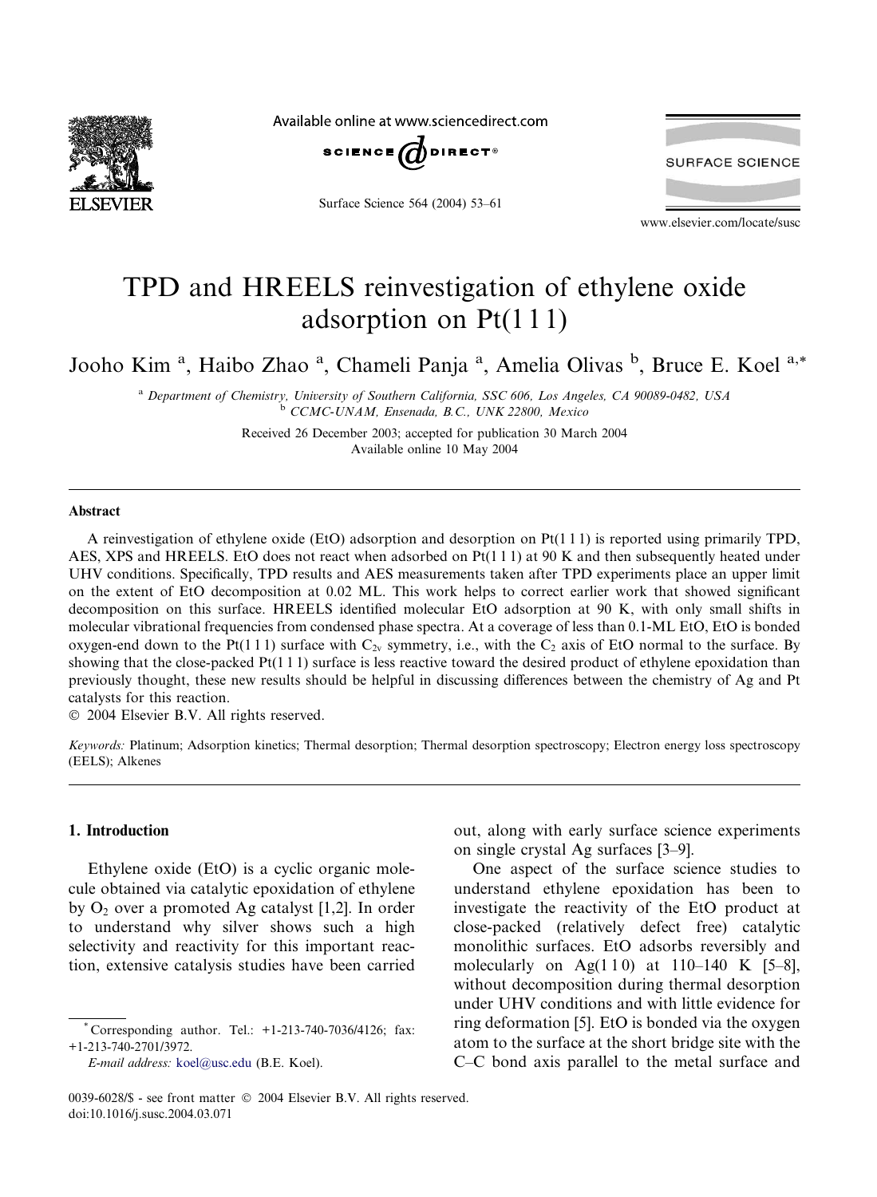# TPD and HREELS reinvestigation of ethylene oxide adsorption on Pt(1 1 1)

Jooho Kim [a], Haibo Zhao [a], Chameli Panja [a], Amelia Olivas [b], Bruce E. Koel [a,*]

[a] Department of Chemistry, University of Southern California, SSC 606, Los Angeles, CA 90089-0482, USA
[b] CCMC-UNAM, Ensenada, B.C., UNK 22800, Mexico

Received 26 December 2003; accepted for publication 30 March 2004
Available online 10 May 2004

## Abstract

A reinvestigation of ethylene oxide (EtO) adsorption and desorption on Pt(1 1 1) is reported using primarily TPD, AES, XPS and HREELS. EtO does not react when adsorbed on Pt(1 1 1) at 90 K and then subsequently heated under UHV conditions. Specifically, TPD results and AES measurements taken after TPD experiments place an upper limit on the extent of EtO decomposition at 0.02 ML. This work helps to correct earlier work that showed significant decomposition on this surface. HREELS identified molecular EtO adsorption at 90 K, with only small shifts in molecular vibrational frequencies from condensed phase spectra. At a coverage of less than 0.1-ML EtO, EtO is bonded oxygen-end down to the Pt(1 1 1) surface with $C_{2v}$ symmetry, i.e., with the $C_2$ axis of EtO normal to the surface. By showing that the close-packed Pt(1 1 1) surface is less reactive toward the desired product of ethylene epoxidation than previously thought, these new results should be helpful in discussing differences between the chemistry of Ag and Pt catalysts for this reaction.

© 2004 Elsevier B.V. All rights reserved.

*Keywords:* Platinum; Adsorption kinetics; Thermal desorption; Thermal desorption spectroscopy; Electron energy loss spectroscopy (EELS); Alkenes

## 1. Introduction

Ethylene oxide (EtO) is a cyclic organic molecule obtained via catalytic epoxidation of ethylene by $O_2$ over a promoted Ag catalyst [1,2]. In order to understand why silver shows such a high selectivity and reactivity for this important reaction, extensive catalysis studies have been carried out, along with early surface science experiments on single crystal Ag surfaces [3–9].

One aspect of the surface science studies to understand ethylene epoxidation has been to investigate the reactivity of the EtO product at close-packed (relatively defect free) catalytic monolithic surfaces. EtO adsorbs reversibly and molecularly on Ag(1 1 0) at 110–140 K [5–8], without decomposition during thermal desorption under UHV conditions and with little evidence for ring deformation [5]. EtO is bonded via the oxygen atom to the surface at the short bridge site with the C–C bond axis parallel to the metal surface and

* Corresponding author. Tel.: +1-213-740-7036/4126; fax: +1-213-740-2701/3972.
*E-mail address:* koel@usc.edu (B.E. Koel).

0039-6028/$ - see front matter © 2004 Elsevier B.V. All rights reserved.
doi:10.1016/j.susc.2004.03.071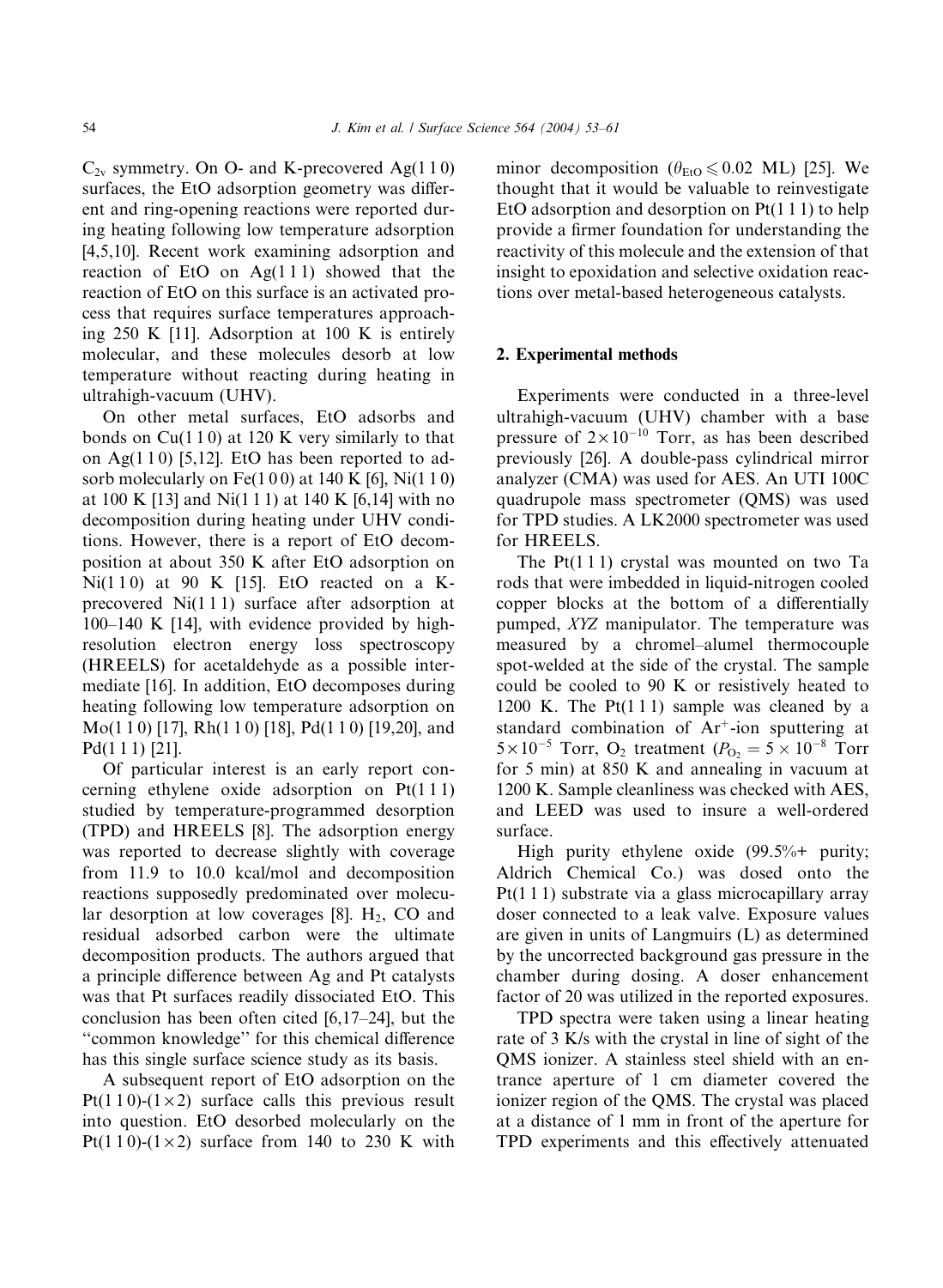$C_{2v}$ symmetry. On O- and K-precovered Ag(1 1 0) surfaces, the EtO adsorption geometry was different and ring-opening reactions were reported during heating following low temperature adsorption [4,5,10]. Recent work examining adsorption and reaction of EtO on Ag(1 1 1) showed that the reaction of EtO on this surface is an activated process that requires surface temperatures approaching 250 K [11]. Adsorption at 100 K is entirely molecular, and these molecules desorb at low temperature without reacting during heating in ultrahigh-vacuum (UHV).

On other metal surfaces, EtO adsorbs and bonds on Cu(1 1 0) at 120 K very similarly to that on Ag(1 1 0) [5,12]. EtO has been reported to adsorb molecularly on Fe(1 0 0) at 140 K [6], Ni(1 1 0) at 100 K [13] and Ni(1 1 1) at 140 K [6,14] with no decomposition during heating under UHV conditions. However, there is a report of EtO decomposition at about 350 K after EtO adsorption on Ni(1 1 0) at 90 K [15]. EtO reacted on a K-precovered Ni(1 1 1) surface after adsorption at 100–140 K [14], with evidence provided by high-resolution electron energy loss spectroscopy (HREELS) for acetaldehyde as a possible intermediate [16]. In addition, EtO decomposes during heating following low temperature adsorption on Mo(1 1 0) [17], Rh(1 1 0) [18], Pd(1 1 0) [19,20], and Pd(1 1 1) [21].

Of particular interest is an early report concerning ethylene oxide adsorption on Pt(1 1 1) studied by temperature-programmed desorption (TPD) and HREELS [8]. The adsorption energy was reported to decrease slightly with coverage from 11.9 to 10.0 kcal/mol and decomposition reactions supposedly predominated over molecular desorption at low coverages [8]. $H_2$, CO and residual adsorbed carbon were the ultimate decomposition products. The authors argued that a principle difference between Ag and Pt catalysts was that Pt surfaces readily dissociated EtO. This conclusion has been often cited [6,17–24], but the "common knowledge" for this chemical difference has this single surface science study as its basis.

A subsequent report of EtO adsorption on the Pt(1 1 0)-(1×2) surface calls this previous result into question. EtO desorbed molecularly on the Pt(1 1 0)-(1×2) surface from 140 to 230 K with minor decomposition ($\theta_{EtO} \leqslant 0.02$ ML) [25]. We thought that it would be valuable to reinvestigate EtO adsorption and desorption on Pt(1 1 1) to help provide a firmer foundation for understanding the reactivity of this molecule and the extension of that insight to epoxidation and selective oxidation reactions over metal-based heterogeneous catalysts.

## 2. Experimental methods

Experiments were conducted in a three-level ultrahigh-vacuum (UHV) chamber with a base pressure of $2\times10^{-10}$ Torr, as has been described previously [26]. A double-pass cylindrical mirror analyzer (CMA) was used for AES. An UTI 100C quadrupole mass spectrometer (QMS) was used for TPD studies. A LK2000 spectrometer was used for HREELS.

The Pt(1 1 1) crystal was mounted on two Ta rods that were imbedded in liquid-nitrogen cooled copper blocks at the bottom of a differentially pumped, *XYZ* manipulator. The temperature was measured by a chromel–alumel thermocouple spot-welded at the side of the crystal. The sample could be cooled to 90 K or resistively heated to 1200 K. The Pt(1 1 1) sample was cleaned by a standard combination of $Ar^+$-ion sputtering at $5\times10^{-5}$ Torr, $O_2$ treatment ($P_{O_2} = 5\times10^{-8}$ Torr for 5 min) at 850 K and annealing in vacuum at 1200 K. Sample cleanliness was checked with AES, and LEED was used to insure a well-ordered surface.

High purity ethylene oxide (99.5%+ purity; Aldrich Chemical Co.) was dosed onto the Pt(1 1 1) substrate via a glass microcapillary array doser connected to a leak valve. Exposure values are given in units of Langmuirs (L) as determined by the uncorrected background gas pressure in the chamber during dosing. A doser enhancement factor of 20 was utilized in the reported exposures.

TPD spectra were taken using a linear heating rate of 3 K/s with the crystal in line of sight of the QMS ionizer. A stainless steel shield with an entrance aperture of 1 cm diameter covered the ionizer region of the QMS. The crystal was placed at a distance of 1 mm in front of the aperture for TPD experiments and this effectively attenuated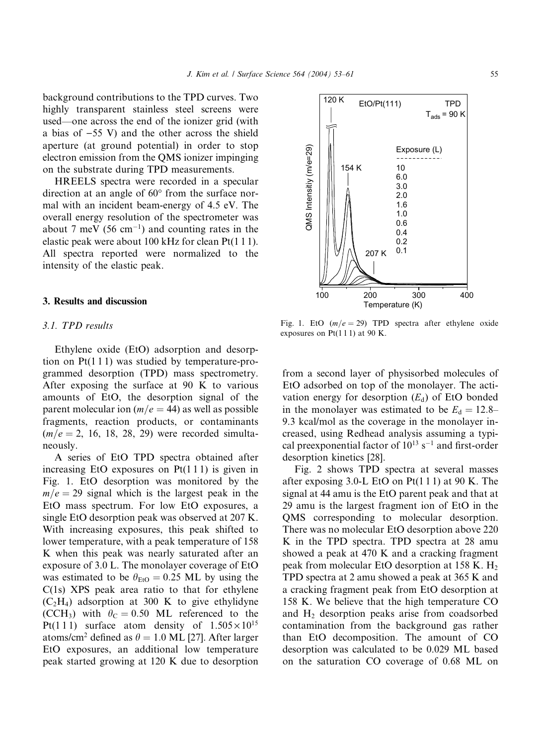background contributions to the TPD curves. Two highly transparent stainless steel screens were used—one across the end of the ionizer grid (with a bias of −55 V) and the other across the shield aperture (at ground potential) in order to stop electron emission from the QMS ionizer impinging on the substrate during TPD measurements.

HREELS spectra were recorded in a specular direction at an angle of 60° from the surface normal with an incident beam-energy of 4.5 eV. The overall energy resolution of the spectrometer was about 7 meV (56 $cm^{-1}$) and counting rates in the elastic peak were about 100 kHz for clean Pt(1 1 1). All spectra reported were normalized to the intensity of the elastic peak.

## 3. Results and discussion

### 3.1. TPD results

Ethylene oxide (EtO) adsorption and desorption on Pt(1 1 1) was studied by temperature-programmed desorption (TPD) mass spectrometry. After exposing the surface at 90 K to various amounts of EtO, the desorption signal of the parent molecular ion ($m/e = 44$) as well as possible fragments, reaction products, or contaminants ($m/e = 2$, 16, 18, 28, 29) were recorded simultaneously.

A series of EtO TPD spectra obtained after increasing EtO exposures on Pt(1 1 1) is given in Fig. 1. EtO desorption was monitored by the $m/e = 29$ signal which is the largest peak in the EtO mass spectrum. For low EtO exposures, a single EtO desorption peak was observed at 207 K. With increasing exposures, this peak shifted to lower temperature, with a peak temperature of 158 K when this peak was nearly saturated after an exposure of 3.0 L. The monolayer coverage of EtO was estimated to be $\theta_{EtO} = 0.25$ ML by using the C(1s) XPS peak area ratio to that for ethylene ($C_2H_4$) adsorption at 300 K to give ethylidyne ($CCH_3$) with $\theta_C = 0.50$ ML referenced to the Pt(1 1 1) surface atom density of $1.505 \times 10^{15}$ atoms/$cm^2$ defined as $\theta = 1.0$ ML [27]. After larger EtO exposures, an additional low temperature peak started growing at 120 K due to desorption from a second layer of physisorbed molecules of EtO adsorbed on top of the monolayer. The activation energy for desorption ($E_d$) of EtO bonded in the monolayer was estimated to be $E_d = 12.8$–9.3 kcal/mol as the coverage in the monolayer increased, using Redhead analysis assuming a typical preexponential factor of $10^{13}$ $s^{-1}$ and first-order desorption kinetics [28].

Fig. 1. EtO ($m/e = 29$) TPD spectra after ethylene oxide exposures on Pt(1 1 1) at 90 K.

Fig. 2 shows TPD spectra at several masses after exposing 3.0-L EtO on Pt(1 1 1) at 90 K. The signal at 44 amu is the EtO parent peak and that at 29 amu is the largest fragment ion of EtO in the QMS corresponding to molecular desorption. There was no molecular EtO desorption above 220 K in the TPD spectra. TPD spectra at 28 amu showed a peak at 470 K and a cracking fragment peak from molecular EtO desorption at 158 K. $H_2$ TPD spectra at 2 amu showed a peak at 365 K and a cracking fragment peak from EtO desorption at 158 K. We believe that the high temperature CO and $H_2$ desorption peaks arise from coadsorbed contamination from the background gas rather than EtO decomposition. The amount of CO desorption was calculated to be 0.029 ML based on the saturation CO coverage of 0.68 ML on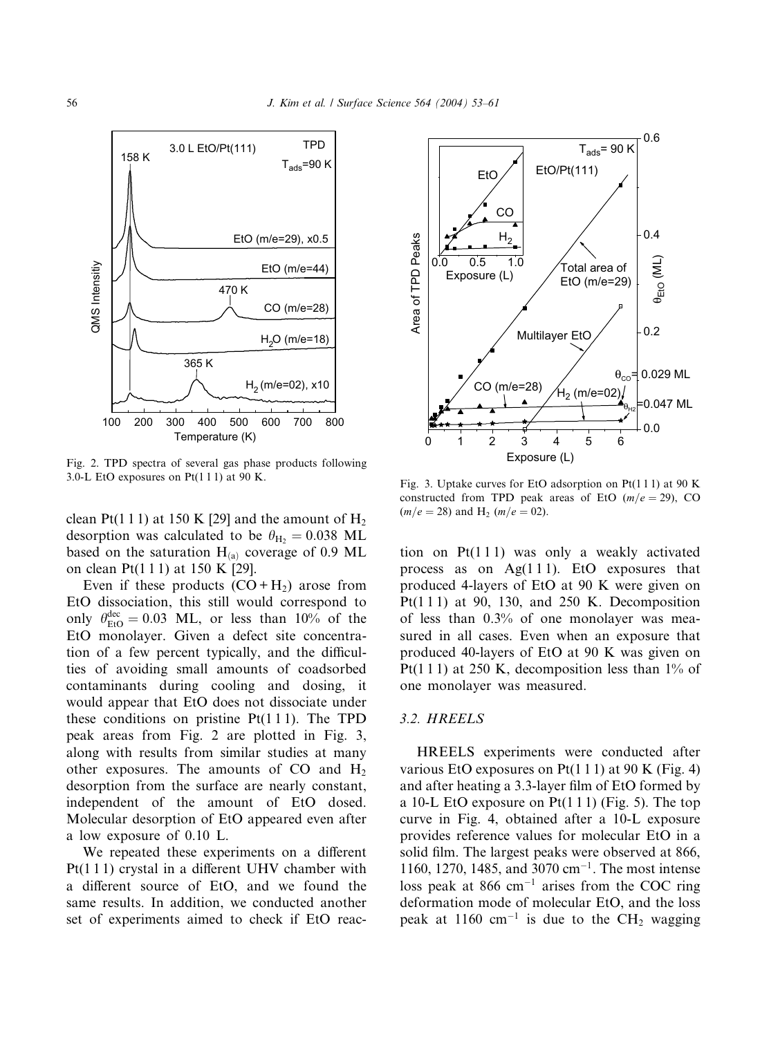Fig. 2. TPD spectra of several gas phase products following 3.0-L EtO exposures on Pt(1 1 1) at 90 K.

Fig. 3. Uptake curves for EtO adsorption on Pt(1 1 1) at 90 K constructed from TPD peak areas of EtO ($m/e = 29$), CO ($m/e = 28$) and $H_2$ ($m/e = 02$).

clean Pt(1 1 1) at 150 K [29] and the amount of $H_2$ desorption was calculated to be $\theta_{H_2} = 0.038$ ML based on the saturation $H_{(a)}$ coverage of 0.9 ML on clean Pt(1 1 1) at 150 K [29].

Even if these products ($CO + H_2$) arose from EtO dissociation, this still would correspond to only $\theta_{EtO}^{dec} = 0.03$ ML, or less than 10% of the EtO monolayer. Given a defect site concentration of a few percent typically, and the difficulties of avoiding small amounts of coadsorbed contaminants during cooling and dosing, it would appear that EtO does not dissociate under these conditions on pristine Pt(1 1 1). The TPD peak areas from Fig. 2 are plotted in Fig. 3, along with results from similar studies at many other exposures. The amounts of CO and $H_2$ desorption from the surface are nearly constant, independent of the amount of EtO dosed. Molecular desorption of EtO appeared even after a low exposure of 0.10 L.

We repeated these experiments on a different Pt(1 1 1) crystal in a different UHV chamber with a different source of EtO, and we found the same results. In addition, we conducted another set of experiments aimed to check if EtO reaction on Pt(1 1 1) was only a weakly activated process as on Ag(1 1 1). EtO exposures that produced 4-layers of EtO at 90 K were given on Pt(1 1 1) at 90, 130, and 250 K. Decomposition of less than 0.3% of one monolayer was measured in all cases. Even when an exposure that produced 40-layers of EtO at 90 K was given on Pt(1 1 1) at 250 K, decomposition less than 1% of one monolayer was measured.

### 3.2. HREELS

HREELS experiments were conducted after various EtO exposures on Pt(1 1 1) at 90 K (Fig. 4) and after heating a 3.3-layer film of EtO formed by a 10-L EtO exposure on Pt(1 1 1) (Fig. 5). The top curve in Fig. 4, obtained after a 10-L exposure provides reference values for molecular EtO in a solid film. The largest peaks were observed at 866, 1160, 1270, 1485, and 3070 $cm^{-1}$. The most intense loss peak at 866 $cm^{-1}$ arises from the COC ring deformation mode of molecular EtO, and the loss peak at 1160 $cm^{-1}$ is due to the $CH_2$ wagging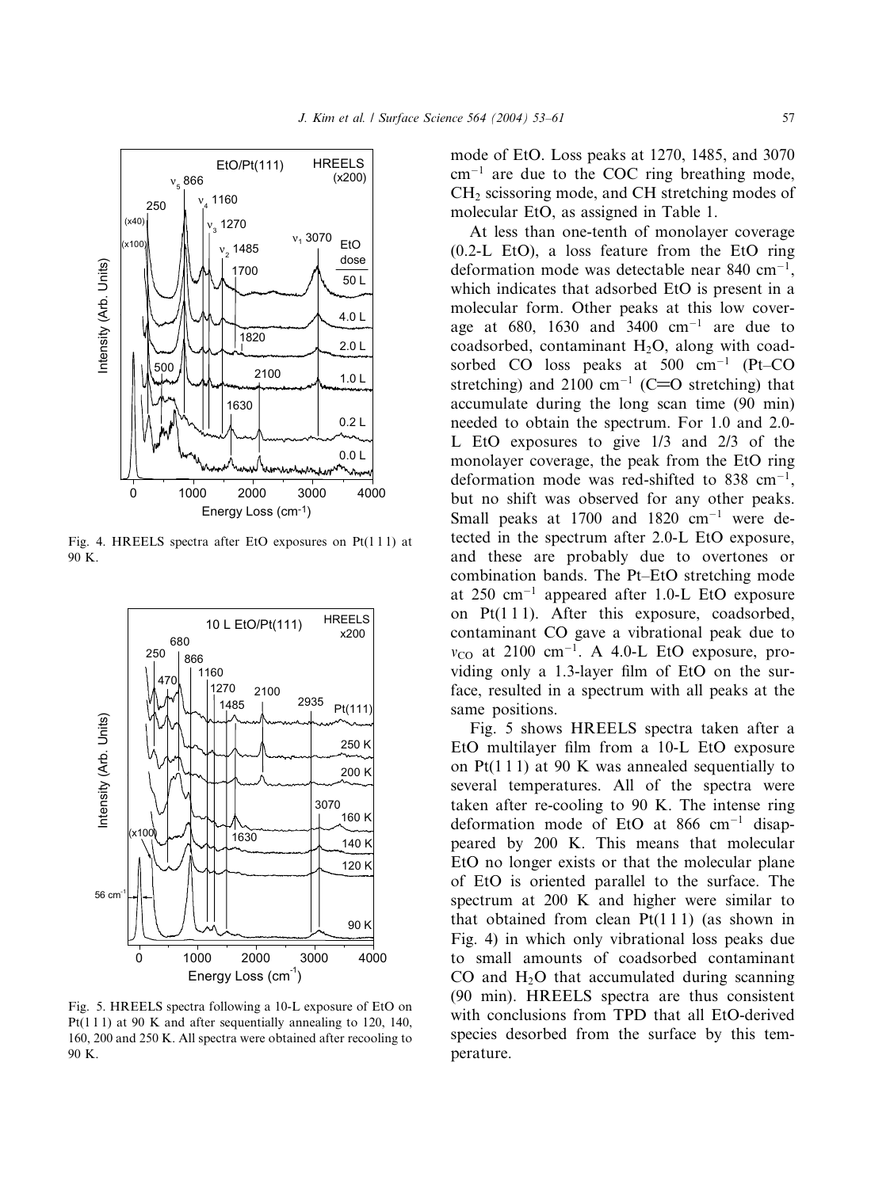Fig. 4. HREELS spectra after EtO exposures on Pt(1 1 1) at 90 K.

Fig. 5. HREELS spectra following a 10-L exposure of EtO on Pt(1 1 1) at 90 K and after sequentially annealing to 120, 140, 160, 200 and 250 K. All spectra were obtained after recooling to 90 K.

mode of EtO. Loss peaks at 1270, 1485, and 3070 $cm^{-1}$ are due to the COC ring breathing mode, $CH_2$ scissoring mode, and CH stretching modes of molecular EtO, as assigned in Table 1.

At less than one-tenth of monolayer coverage (0.2-L EtO), a loss feature from the EtO ring deformation mode was detectable near 840 $cm^{-1}$, which indicates that adsorbed EtO is present in a molecular form. Other peaks at this low coverage at 680, 1630 and 3400 $cm^{-1}$ are due to coadsorbed, contaminant $H_2O$, along with coadsorbed CO loss peaks at 500 $cm^{-1}$ (Pt–CO stretching) and 2100 $cm^{-1}$ (C=O stretching) that accumulate during the long scan time (90 min) needed to obtain the spectrum. For 1.0 and 2.0-L EtO exposures to give 1/3 and 2/3 of the monolayer coverage, the peak from the EtO ring deformation mode was red-shifted to 838 $cm^{-1}$, but no shift was observed for any other peaks. Small peaks at 1700 and 1820 $cm^{-1}$ were detected in the spectrum after 2.0-L EtO exposure, and these are probably due to overtones or combination bands. The Pt–EtO stretching mode at 250 $cm^{-1}$ appeared after 1.0-L EtO exposure on Pt(1 1 1). After this exposure, coadsorbed, contaminant CO gave a vibrational peak due to $\nu_{CO}$ at 2100 $cm^{-1}$. A 4.0-L EtO exposure, providing only a 1.3-layer film of EtO on the surface, resulted in a spectrum with all peaks at the same positions.

Fig. 5 shows HREELS spectra taken after a EtO multilayer film from a 10-L EtO exposure on Pt(1 1 1) at 90 K was annealed sequentially to several temperatures. All of the spectra were taken after re-cooling to 90 K. The intense ring deformation mode of EtO at 866 $cm^{-1}$ disappeared by 200 K. This means that molecular EtO no longer exists or that the molecular plane of EtO is oriented parallel to the surface. The spectrum at 200 K and higher were similar to that obtained from clean Pt(1 1 1) (as shown in Fig. 4) in which only vibrational loss peaks due to small amounts of coadsorbed contaminant CO and $H_2O$ that accumulated during scanning (90 min). HREELS spectra are thus consistent with conclusions from TPD that all EtO-derived species desorbed from the surface by this temperature.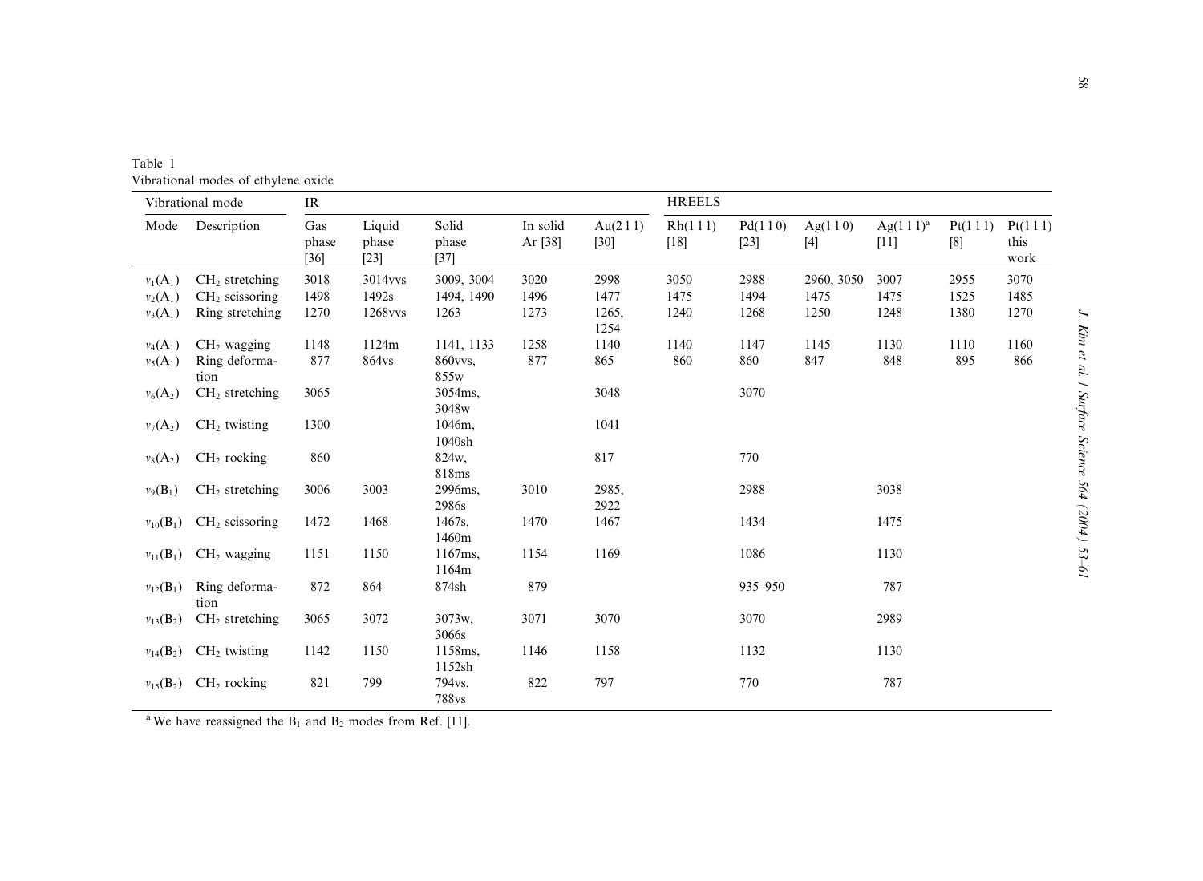Table 1
Vibrational modes of ethylene oxide

| Vibrational mode | | IR | | | | | HREELS | | | | | |
|---|---|---|---|---|---|---|---|---|---|---|---|---|
| Mode | Description | Gas phase [36] | Liquid phase [23] | Solid phase [37] | In solid Ar [38] | Au(2 1 1) [30] | Rh(1 1 1) [18] | Pd(1 1 0) [23] | Ag(1 1 0) [4] | Ag(1 1 1)[a] [11] | Pt(1 1 1) [8] | Pt(1 1 1) this work |
| $\nu_1(A_1)$ | $CH_2$ stretching | 3018 | 3014vvs | 3009, 3004 | 3020 | 2998 | 3050 | 2988 | 2960, 3050 | 3007 | 2955 | 3070 |
| $\nu_2(A_1)$ | $CH_2$ scissoring | 1498 | 1492s | 1494, 1490 | 1496 | 1477 | 1475 | 1494 | 1475 | 1475 | 1525 | 1485 |
| $\nu_3(A_1)$ | Ring stretching | 1270 | 1268vvs | 1263 | 1273 | 1265, 1254 | 1240 | 1268 | 1250 | 1248 | 1380 | 1270 |
| $\nu_4(A_1)$ | $CH_2$ wagging | 1148 | 1124m | 1141, 1133 | 1258 | 1140 | 1140 | 1147 | 1145 | 1130 | 1110 | 1160 |
| $\nu_5(A_1)$ | Ring deformation | 877 | 864vs | 860vvs, 855w | 877 | 865 | 860 | 860 | 847 | 848 | 895 | 866 |
| $\nu_6(A_2)$ | $CH_2$ stretching | 3065 | | 3054ms, 3048w | | 3048 | | 3070 | | | | |
| $\nu_7(A_2)$ | $CH_2$ twisting | 1300 | | 1046m, 1040sh | | 1041 | | | | | | |
| $\nu_8(A_2)$ | $CH_2$ rocking | 860 | | 824w, 818ms | | 817 | | 770 | | | | |
| $\nu_9(B_1)$ | $CH_2$ stretching | 3006 | 3003 | 2996ms, 2986s | 3010 | 2985, 2922 | | 2988 | | 3038 | | |
| $\nu_{10}(B_1)$ | $CH_2$ scissoring | 1472 | 1468 | 1467s, 1460m | 1470 | 1467 | | 1434 | | 1475 | | |
| $\nu_{11}(B_1)$ | $CH_2$ wagging | 1151 | 1150 | 1167ms, 1164m | 1154 | 1169 | | 1086 | | 1130 | | |
| $\nu_{12}(B_1)$ | Ring deformation | 872 | 864 | 874sh | 879 | | | 935–950 | | 787 | | |
| $\nu_{13}(B_2)$ | $CH_2$ stretching | 3065 | 3072 | 3073w, 3066s | 3071 | 3070 | | 3070 | | 2989 | | |
| $\nu_{14}(B_2)$ | $CH_2$ twisting | 1142 | 1150 | 1158ms, 1152sh | 1146 | 1158 | | 1132 | | 1130 | | |
| $\nu_{15}(B_2)$ | $CH_2$ rocking | 821 | 799 | 794vs, 788vs | 822 | 797 | | 770 | | 787 | | |

[a] We have reassigned the $B_1$ and $B_2$ modes from Ref. [11].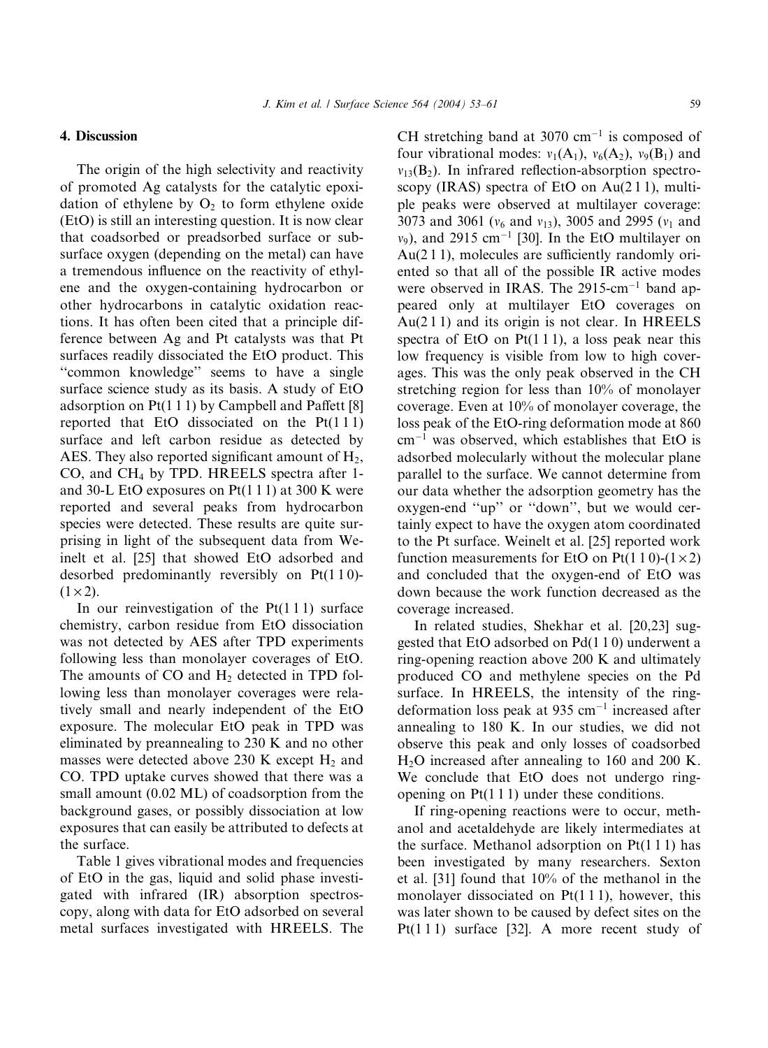## 4. Discussion

The origin of the high selectivity and reactivity of promoted Ag catalysts for the catalytic epoxidation of ethylene by $O_2$ to form ethylene oxide (EtO) is still an interesting question. It is now clear that coadsorbed or preadsorbed surface or subsurface oxygen (depending on the metal) can have a tremendous influence on the reactivity of ethylene and the oxygen-containing hydrocarbon or other hydrocarbons in catalytic oxidation reactions. It has often been cited that a principle difference between Ag and Pt catalysts was that Pt surfaces readily dissociated the EtO product. This "common knowledge" seems to have a single surface science study as its basis. A study of EtO adsorption on Pt(1 1 1) by Campbell and Paffett [8] reported that EtO dissociated on the Pt(1 1 1) surface and left carbon residue as detected by AES. They also reported significant amount of $H_2$, CO, and $CH_4$ by TPD. HREELS spectra after 1- and 30-L EtO exposures on Pt(1 1 1) at 300 K were reported and several peaks from hydrocarbon species were detected. These results are quite surprising in light of the subsequent data from Weinelt et al. [25] that showed EtO adsorbed and desorbed predominantly reversibly on Pt(1 1 0)-(1×2).

In our reinvestigation of the Pt(1 1 1) surface chemistry, carbon residue from EtO dissociation was not detected by AES after TPD experiments following less than monolayer coverages of EtO. The amounts of CO and $H_2$ detected in TPD following less than monolayer coverages were relatively small and nearly independent of the EtO exposure. The molecular EtO peak in TPD was eliminated by preannealing to 230 K and no other masses were detected above 230 K except $H_2$ and CO. TPD uptake curves showed that there was a small amount (0.02 ML) of coadsorption from the background gases, or possibly dissociation at low exposures that can easily be attributed to defects at the surface.

Table 1 gives vibrational modes and frequencies of EtO in the gas, liquid and solid phase investigated with infrared (IR) absorption spectroscopy, along with data for EtO adsorbed on several metal surfaces investigated with HREELS. The CH stretching band at 3070 $cm^{-1}$ is composed of four vibrational modes: $\nu_1(A_1)$, $\nu_6(A_2)$, $\nu_9(B_1)$ and $\nu_{13}(B_2)$. In infrared reflection-absorption spectroscopy (IRAS) spectra of EtO on Au(2 1 1), multiple peaks were observed at multilayer coverage: 3073 and 3061 ($\nu_6$ and $\nu_{13}$), 3005 and 2995 ($\nu_1$ and $\nu_9$), and 2915 $cm^{-1}$ [30]. In the EtO multilayer on Au(2 1 1), molecules are sufficiently randomly oriented so that all of the possible IR active modes were observed in IRAS. The 2915-$cm^{-1}$ band appeared only at multilayer EtO coverages on Au(2 1 1) and its origin is not clear. In HREELS spectra of EtO on Pt(1 1 1), a loss peak near this low frequency is visible from low to high coverages. This was the only peak observed in the CH stretching region for less than 10% of monolayer coverage. Even at 10% of monolayer coverage, the loss peak of the EtO-ring deformation mode at 860 $cm^{-1}$ was observed, which establishes that EtO is adsorbed molecularly without the molecular plane parallel to the surface. We cannot determine from our data whether the adsorption geometry has the oxygen-end "up" or "down", but we would certainly expect to have the oxygen atom coordinated to the Pt surface. Weinelt et al. [25] reported work function measurements for EtO on Pt(1 1 0)-(1×2) and concluded that the oxygen-end of EtO was down because the work function decreased as the coverage increased.

In related studies, Shekhar et al. [20,23] suggested that EtO adsorbed on Pd(1 1 0) underwent a ring-opening reaction above 200 K and ultimately produced CO and methylene species on the Pd surface. In HREELS, the intensity of the ring-deformation loss peak at 935 $cm^{-1}$ increased after annealing to 180 K. In our studies, we did not observe this peak and only losses of coadsorbed $H_2O$ increased after annealing to 160 and 200 K. We conclude that EtO does not undergo ring-opening on Pt(1 1 1) under these conditions.

If ring-opening reactions were to occur, methanol and acetaldehyde are likely intermediates at the surface. Methanol adsorption on Pt(1 1 1) has been investigated by many researchers. Sexton et al. [31] found that 10% of the methanol in the monolayer dissociated on Pt(1 1 1), however, this was later shown to be caused by defect sites on the Pt(1 1 1) surface [32]. A more recent study of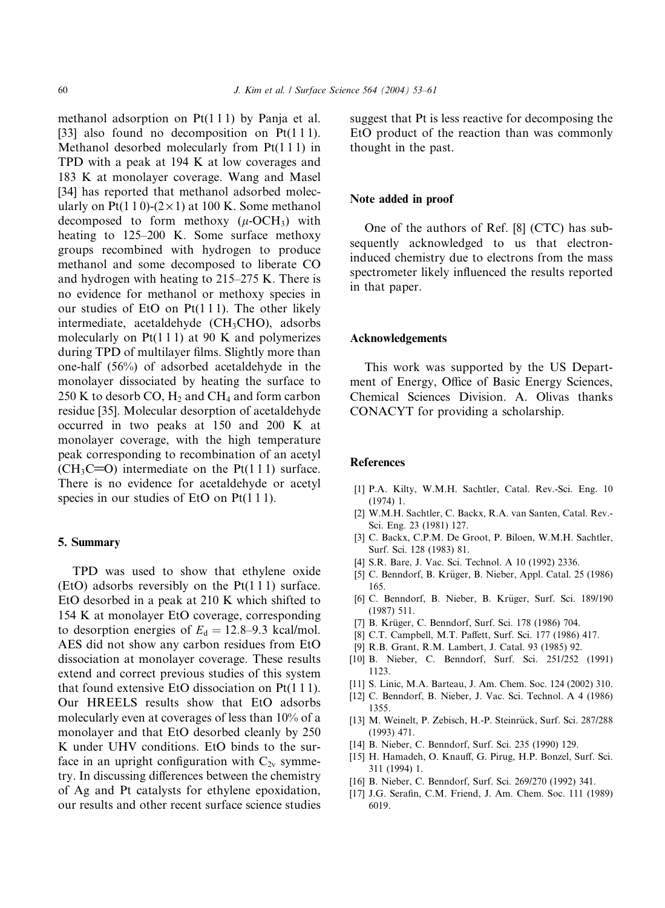methanol adsorption on Pt(1 1 1) by Panja et al. [33] also found no decomposition on Pt(1 1 1). Methanol desorbed molecularly from Pt(1 1 1) in TPD with a peak at 194 K at low coverages and 183 K at monolayer coverage. Wang and Masel [34] has reported that methanol adsorbed molecularly on Pt(1 1 0)-(2 × 1) at 100 K. Some methanol decomposed to form methoxy ($\mu$-$OCH_3$) with heating to 125–200 K. Some surface methoxy groups recombined with hydrogen to produce methanol and some decomposed to liberate CO and hydrogen with heating to 215–275 K. There is no evidence for methanol or methoxy species in our studies of EtO on Pt(1 1 1). The other likely intermediate, acetaldehyde ($CH_3CHO$), adsorbs molecularly on Pt(1 1 1) at 90 K and polymerizes during TPD of multilayer films. Slightly more than one-half (56%) of adsorbed acetaldehyde in the monolayer dissociated by heating the surface to 250 K to desorb CO, $H_2$ and $CH_4$ and form carbon residue [35]. Molecular desorption of acetaldehyde occurred in two peaks at 150 and 200 K at monolayer coverage, with the high temperature peak corresponding to recombination of an acetyl ($CH_3C{=}O$) intermediate on the Pt(1 1 1) surface. There is no evidence for acetaldehyde or acetyl species in our studies of EtO on Pt(1 1 1).

## 5. Summary

TPD was used to show that ethylene oxide (EtO) adsorbs reversibly on the Pt(1 1 1) surface. EtO desorbed in a peak at 210 K which shifted to 154 K at monolayer EtO coverage, corresponding to desorption energies of $E_d = 12.8$–$9.3$ kcal/mol. AES did not show any carbon residues from EtO dissociation at monolayer coverage. These results extend and correct previous studies of this system that found extensive EtO dissociation on Pt(1 1 1). Our HREELS results show that EtO adsorbs molecularly even at coverages of less than 10% of a monolayer and that EtO desorbed cleanly by 250 K under UHV conditions. EtO binds to the surface in an upright configuration with $C_{2v}$ symmetry. In discussing differences between the chemistry of Ag and Pt catalysts for ethylene epoxidation, our results and other recent surface science studies suggest that Pt is less reactive for decomposing the EtO product of the reaction than was commonly thought in the past.

## Note added in proof

One of the authors of Ref. [8] (CTC) has subsequently acknowledged to us that electron-induced chemistry due to electrons from the mass spectrometer likely influenced the results reported in that paper.

## Acknowledgements

This work was supported by the US Department of Energy, Office of Basic Energy Sciences, Chemical Sciences Division. A. Olivas thanks CONACYT for providing a scholarship.

## References

[1] P.A. Kilty, W.M.H. Sachtler, Catal. Rev.-Sci. Eng. 10 (1974) 1.
[2] W.M.H. Sachtler, C. Backx, R.A. van Santen, Catal. Rev.-Sci. Eng. 23 (1981) 127.
[3] C. Backx, C.P.M. De Groot, P. Biloen, W.M.H. Sachtler, Surf. Sci. 128 (1983) 81.
[4] S.R. Bare, J. Vac. Sci. Technol. A 10 (1992) 2336.
[5] C. Benndorf, B. Krüger, B. Nieber, Appl. Catal. 25 (1986) 165.
[6] C. Benndorf, B. Nieber, B. Krüger, Surf. Sci. 189/190 (1987) 511.
[7] B. Krüger, C. Benndorf, Surf. Sci. 178 (1986) 704.
[8] C.T. Campbell, M.T. Paffett, Surf. Sci. 177 (1986) 417.
[9] R.B. Grant, R.M. Lambert, J. Catal. 93 (1985) 92.
[10] B. Nieber, C. Benndorf, Surf. Sci. 251/252 (1991) 1123.
[11] S. Linic, M.A. Barteau, J. Am. Chem. Soc. 124 (2002) 310.
[12] C. Benndorf, B. Nieber, J. Vac. Sci. Technol. A 4 (1986) 1355.
[13] M. Weinelt, P. Zebisch, H.-P. Steinrück, Surf. Sci. 287/288 (1993) 471.
[14] B. Nieber, C. Benndorf, Surf. Sci. 235 (1990) 129.
[15] H. Hamadeh, O. Knauff, G. Pirug, H.P. Bonzel, Surf. Sci. 311 (1994) 1.
[16] B. Nieber, C. Benndorf, Surf. Sci. 269/270 (1992) 341.
[17] J.G. Serafin, C.M. Friend, J. Am. Chem. Soc. 111 (1989) 6019.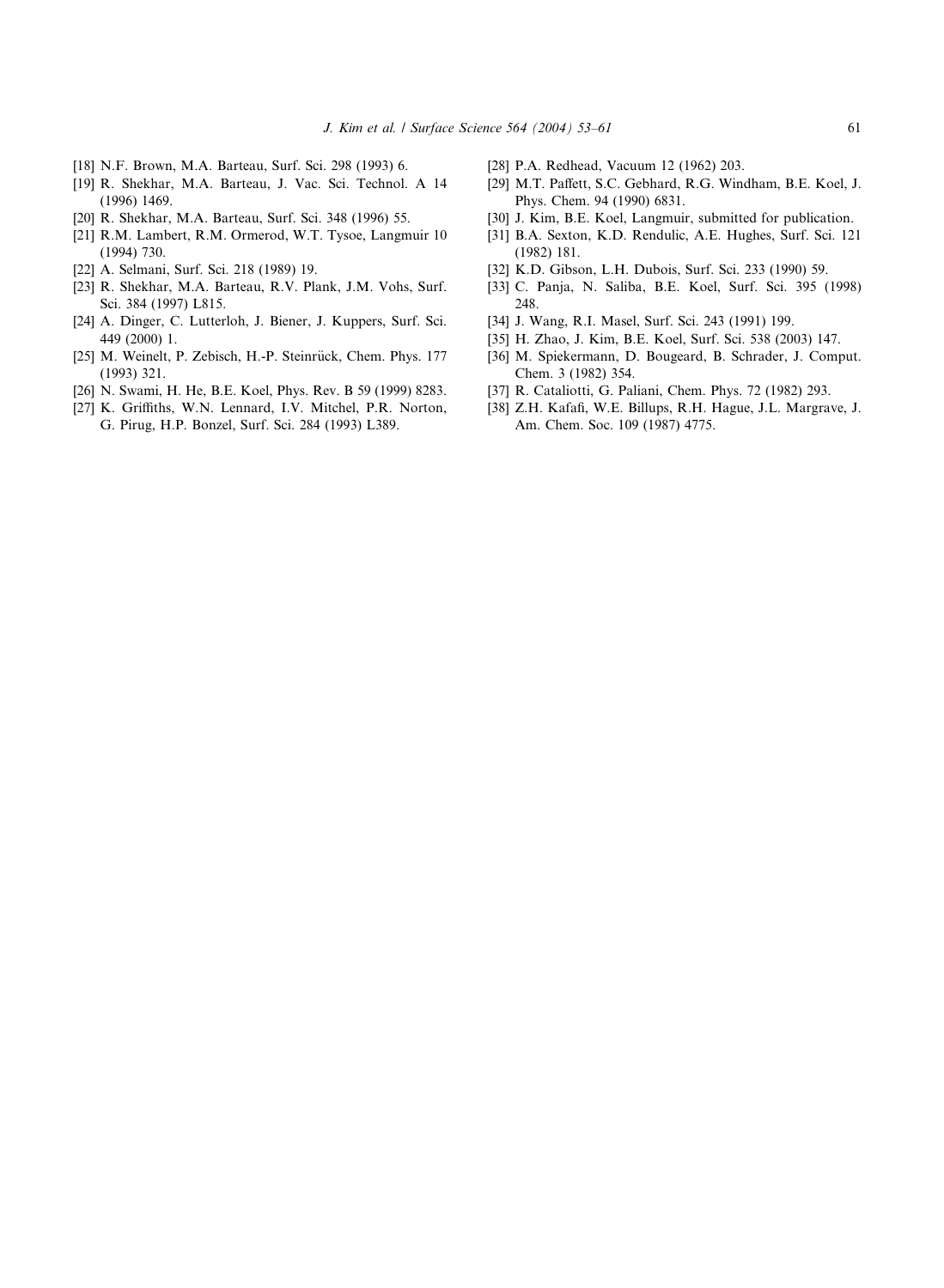[18] N.F. Brown, M.A. Barteau, Surf. Sci. 298 (1993) 6.

[19] R. Shekhar, M.A. Barteau, J. Vac. Sci. Technol. A 14 (1996) 1469.

[20] R. Shekhar, M.A. Barteau, Surf. Sci. 348 (1996) 55.

[21] R.M. Lambert, R.M. Ormerod, W.T. Tysoe, Langmuir 10 (1994) 730.

[22] A. Selmani, Surf. Sci. 218 (1989) 19.

[23] R. Shekhar, M.A. Barteau, R.V. Plank, J.M. Vohs, Surf. Sci. 384 (1997) L815.

[24] A. Dinger, C. Lutterloh, J. Biener, J. Kuppers, Surf. Sci. 449 (2000) 1.

[25] M. Weinelt, P. Zebisch, H.-P. Steinrück, Chem. Phys. 177 (1993) 321.

[26] N. Swami, H. He, B.E. Koel, Phys. Rev. B 59 (1999) 8283.

[27] K. Griffiths, W.N. Lennard, I.V. Mitchel, P.R. Norton, G. Pirug, H.P. Bonzel, Surf. Sci. 284 (1993) L389.

[28] P.A. Redhead, Vacuum 12 (1962) 203.

[29] M.T. Paffett, S.C. Gebhard, R.G. Windham, B.E. Koel, J. Phys. Chem. 94 (1990) 6831.

[30] J. Kim, B.E. Koel, Langmuir, submitted for publication.

[31] B.A. Sexton, K.D. Rendulic, A.E. Hughes, Surf. Sci. 121 (1982) 181.

[32] K.D. Gibson, L.H. Dubois, Surf. Sci. 233 (1990) 59.

[33] C. Panja, N. Saliba, B.E. Koel, Surf. Sci. 395 (1998) 248.

[34] J. Wang, R.I. Masel, Surf. Sci. 243 (1991) 199.

[35] H. Zhao, J. Kim, B.E. Koel, Surf. Sci. 538 (2003) 147.

[36] M. Spiekermann, D. Bougeard, B. Schrader, J. Comput. Chem. 3 (1982) 354.

[37] R. Cataliotti, G. Paliani, Chem. Phys. 72 (1982) 293.

[38] Z.H. Kafafi, W.E. Billups, R.H. Hague, J.L. Margrave, J. Am. Chem. Soc. 109 (1987) 4775.